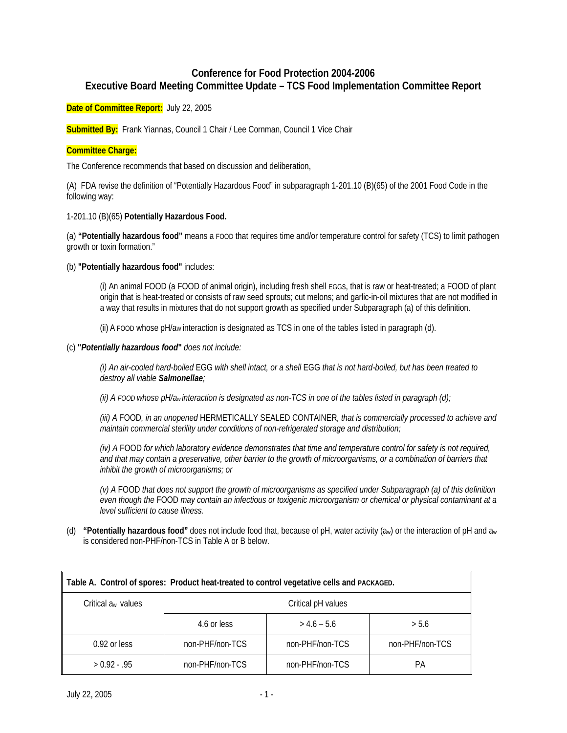# Conference for Food Protection 2004-2006
## Executive Board Meeting Committee Update – TCS Food Implementation Committee Report

**Date of Committee Report:** July 22, 2005

**Submitted By:** Frank Yiannas, Council 1 Chair / Lee Cornman, Council 1 Vice Chair

**Committee Charge:**

The Conference recommends that based on discussion and deliberation,

(A) FDA revise the definition of "Potentially Hazardous Food" in subparagraph 1-201.10 (B)(65) of the 2001 Food Code in the following way:

1-201.10 (B)(65) **Potentially Hazardous Food.**

(a) **"Potentially hazardous food"** means a FOOD that requires time and/or temperature control for safety (TCS) to limit pathogen growth or toxin formation."

(b) **"Potentially hazardous food"** includes:

> (i) An animal FOOD (a FOOD of animal origin), including fresh shell EGGS, that is raw or heat-treated; a FOOD of plant origin that is heat-treated or consists of raw seed sprouts; cut melons; and garlic-in-oil mixtures that are not modified in a way that results in mixtures that do not support growth as specified under Subparagraph (a) of this definition.
>
> (ii) A FOOD whose pH/aw interaction is designated as TCS in one of the tables listed in paragraph (d).

(c) **"*Potentially hazardous food*"** *does not include:*

> *(i) An air-cooled hard-boiled* EGG *with shell intact, or a shell* EGG *that is not hard-boiled, but has been treated to destroy all viable* ***Salmonellae****;*
>
> *(ii) A FOOD whose pH/$a_w$ interaction is designated as non-TCS in one of the tables listed in paragraph (d);*
>
> *(iii) A* FOOD*, in an unopened* HERMETICALLY SEALED CONTAINER*, that is commercially processed to achieve and maintain commercial sterility under conditions of non-refrigerated storage and distribution;*
>
> *(iv) A* FOOD *for which laboratory evidence demonstrates that time and temperature control for safety is not required, and that may contain a preservative, other barrier to the growth of microorganisms, or a combination of barriers that inhibit the growth of microorganisms; or*
>
> *(v) A* FOOD *that does not support the growth of microorganisms as specified under Subparagraph (a) of this definition even though the* FOOD *may contain an infectious or toxigenic microorganism or chemical or physical contaminant at a level sufficient to cause illness.*

(d) **"Potentially hazardous food"** does not include food that, because of pH, water activity ($a_w$) or the interaction of pH and $a_w$ is considered non-PHF/non-TCS in Table A or B below.

| Table A. Control of spores: Product heat-treated to control vegetative cells and PACKAGED. | | | |
|---|---|---|---|
| Critical $a_w$ values | Critical pH values | | |
| | 4.6 or less | > 4.6 – 5.6 | > 5.6 |
| 0.92 or less | non-PHF/non-TCS | non-PHF/non-TCS | non-PHF/non-TCS |
| > 0.92 - .95 | non-PHF/non-TCS | non-PHF/non-TCS | PA |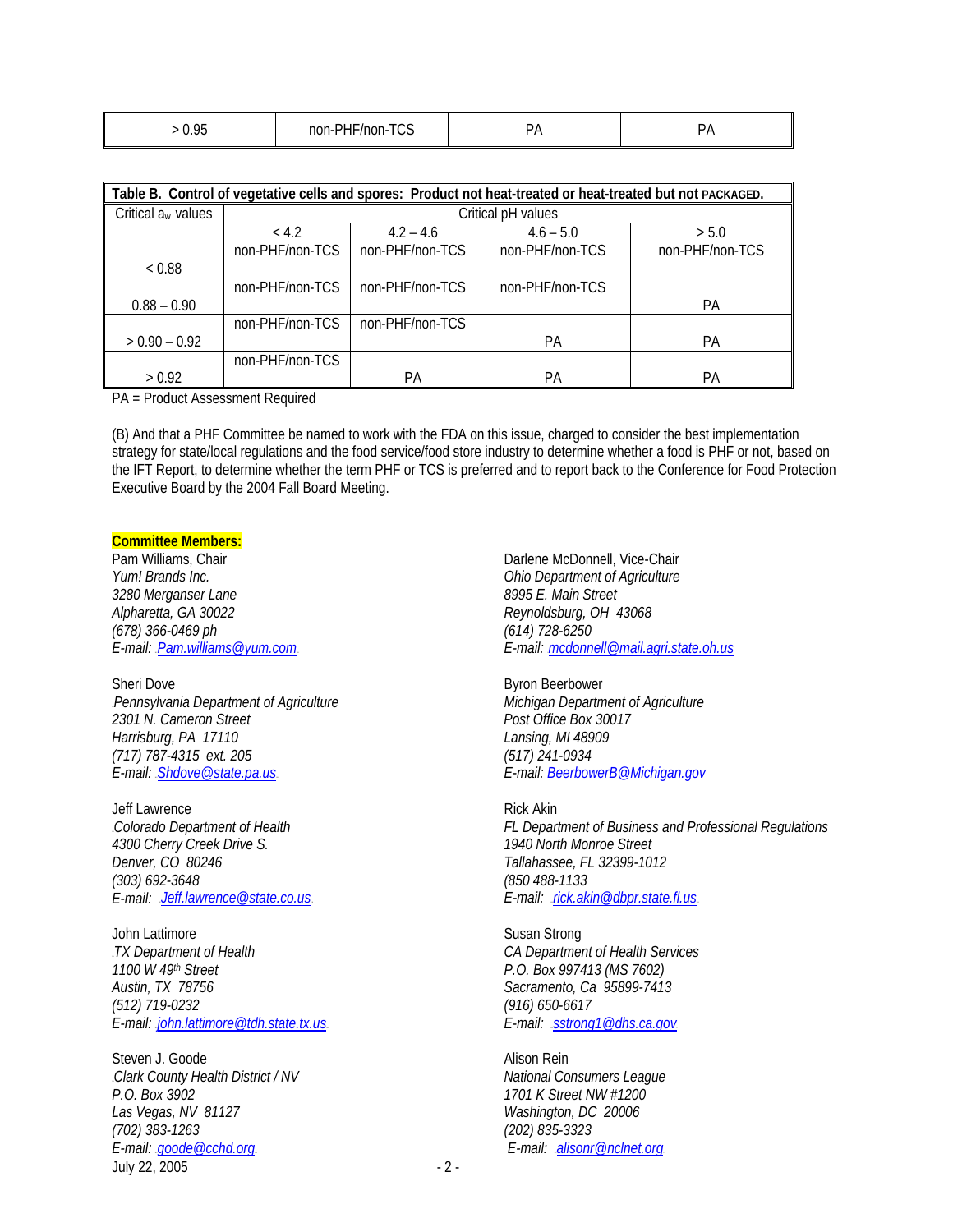| > 0.95 | non-PHF/non-TCS | PA | PA |
|---|---|---|---|

| Table B. Control of vegetative cells and spores: Product not heat-treated or heat-treated but not PACKAGED. | | | | |
|---|---|---|---|---|
| Critical $a_w$ values | Critical pH values | | | |
| | < 4.2 | 4.2 – 4.6 | 4.6 – 5.0 | > 5.0 |
| < 0.88 | non-PHF/non-TCS | non-PHF/non-TCS | non-PHF/non-TCS | non-PHF/non-TCS |
| 0.88 – 0.90 | non-PHF/non-TCS | non-PHF/non-TCS | non-PHF/non-TCS | PA |
| > 0.90 – 0.92 | non-PHF/non-TCS | non-PHF/non-TCS | PA | PA |
| > 0.92 | non-PHF/non-TCS | PA | PA | PA |

PA = Product Assessment Required

(B) And that a PHF Committee be named to work with the FDA on this issue, charged to consider the best implementation strategy for state/local regulations and the food service/food store industry to determine whether a food is PHF or not, based on the IFT Report, to determine whether the term PHF or TCS is preferred and to report back to the Conference for Food Protection Executive Board by the 2004 Fall Board Meeting.

**Committee Members:**

Pam Williams, Chair
*Yum! Brands Inc.*
*3280 Merganser Lane*
*Alpharetta, GA 30022*
*(678) 366-0469 ph*
*E-mail: Pam.williams@yum.com*

Darlene McDonnell, Vice-Chair
*Ohio Department of Agriculture*
*8995 E. Main Street*
*Reynoldsburg, OH 43068*
*(614) 728-6250*
*E-mail: mcdonnell@mail.agri.state.oh.us*

Sheri Dove
*Pennsylvania Department of Agriculture*
*2301 N. Cameron Street*
*Harrisburg, PA 17110*
*(717) 787-4315 ext. 205*
*E-mail: Shdove@state.pa.us*

Byron Beerbower
*Michigan Department of Agriculture*
*Post Office Box 30017*
*Lansing, MI 48909*
*(517) 241-0934*
*E-mail: BeerbowerB@Michigan.gov*

Jeff Lawrence
*Colorado Department of Health*
*4300 Cherry Creek Drive S.*
*Denver, CO 80246*
*(303) 692-3648*
*E-mail: Jeff.lawrence@state.co.us*

Rick Akin
*FL Department of Business and Professional Regulations*
*1940 North Monroe Street*
*Tallahassee, FL 32399-1012*
*(850 488-1133*
*E-mail: rick.akin@dbpr.state.fl.us*

John Lattimore
*TX Department of Health*
*1100 W 49th Street*
*Austin, TX 78756*
*(512) 719-0232*
*E-mail: john.lattimore@tdh.state.tx.us*

Susan Strong
*CA Department of Health Services*
*P.O. Box 997413 (MS 7602)*
*Sacramento, Ca 95899-7413*
*(916) 650-6617*
*E-mail: sstrong1@dhs.ca.gov*

Steven J. Goode
*Clark County Health District / NV*
*P.O. Box 3902*
*Las Vegas, NV 81127*
*(702) 383-1263*
*E-mail: goode@cchd.org*

Alison Rein
*National Consumers League*
*1701 K Street NW #1200*
*Washington, DC 20006*
*(202) 835-3323*
*E-mail: alisonr@nclnet.org*

July 22, 2005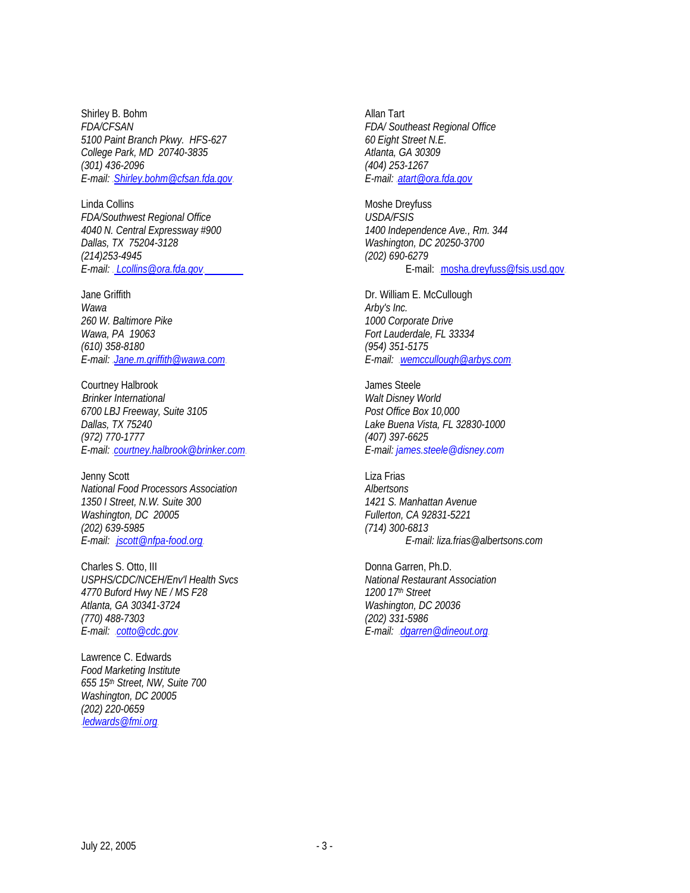Shirley B. Bohm
*FDA/CFSAN*
*5100 Paint Branch Pkwy. HFS-627*
*College Park, MD 20740-3835*
*(301) 436-2096*
*E-mail: Shirley.bohm@cfsan.fda.gov*

Linda Collins
*FDA/Southwest Regional Office*
*4040 N. Central Expressway #900*
*Dallas, TX 75204-3128*
*(214)253-4945*
*E-mail: Lcollins@ora.fda.gov*

Jane Griffith
*Wawa*
*260 W. Baltimore Pike*
*Wawa, PA 19063*
*(610) 358-8180*
*E-mail: Jane.m.griffith@wawa.com*

Courtney Halbrook
*Brinker International*
*6700 LBJ Freeway, Suite 3105*
*Dallas, TX 75240*
*(972) 770-1777*
*E-mail: courtney.halbrook@brinker.com*

Jenny Scott
*National Food Processors Association*
*1350 I Street, N.W. Suite 300*
*Washington, DC 20005*
*(202) 639-5985*
*E-mail: jscott@nfpa-food.org*

Charles S. Otto, III
*USPHS/CDC/NCEH/Env'l Health Svcs*
*4770 Buford Hwy NE / MS F28*
*Atlanta, GA 30341-3724*
*(770) 488-7303*
*E-mail: cotto@cdc.gov*

Lawrence C. Edwards
*Food Marketing Institute*
*655 15th Street, NW, Suite 700*
*Washington, DC 20005*
*(202) 220-0659*
*ledwards@fmi.org*

Allan Tart
*FDA/ Southeast Regional Office*
*60 Eight Street N.E.*
*Atlanta, GA 30309*
*(404) 253-1267*
*E-mail: atart@ora.fda.gov*

Moshe Dreyfuss
*USDA/FSIS*
*1400 Independence Ave., Rm. 344*
*Washington, DC 20250-3700*
*(202) 690-6279*
E-mail: mosha.dreyfuss@fsis.usd.gov

Dr. William E. McCullough
*Arby's Inc.*
*1000 Corporate Drive*
*Fort Lauderdale, FL 33334*
*(954) 351-5175*
*E-mail: wemccullough@arbys.com*

James Steele
*Walt Disney World*
*Post Office Box 10,000*
*Lake Buena Vista, FL 32830-1000*
*(407) 397-6625*
*E-mail: james.steele@disney.com*

Liza Frias
*Albertsons*
*1421 S. Manhattan Avenue*
*Fullerton, CA 92831-5221*
*(714) 300-6813*
*E-mail: liza.frias@albertsons.com*

Donna Garren, Ph.D.
*National Restaurant Association*
*1200 17th Street*
*Washington, DC 20036*
*(202) 331-5986*
*E-mail: dgarren@dineout.org*

July 22, 2005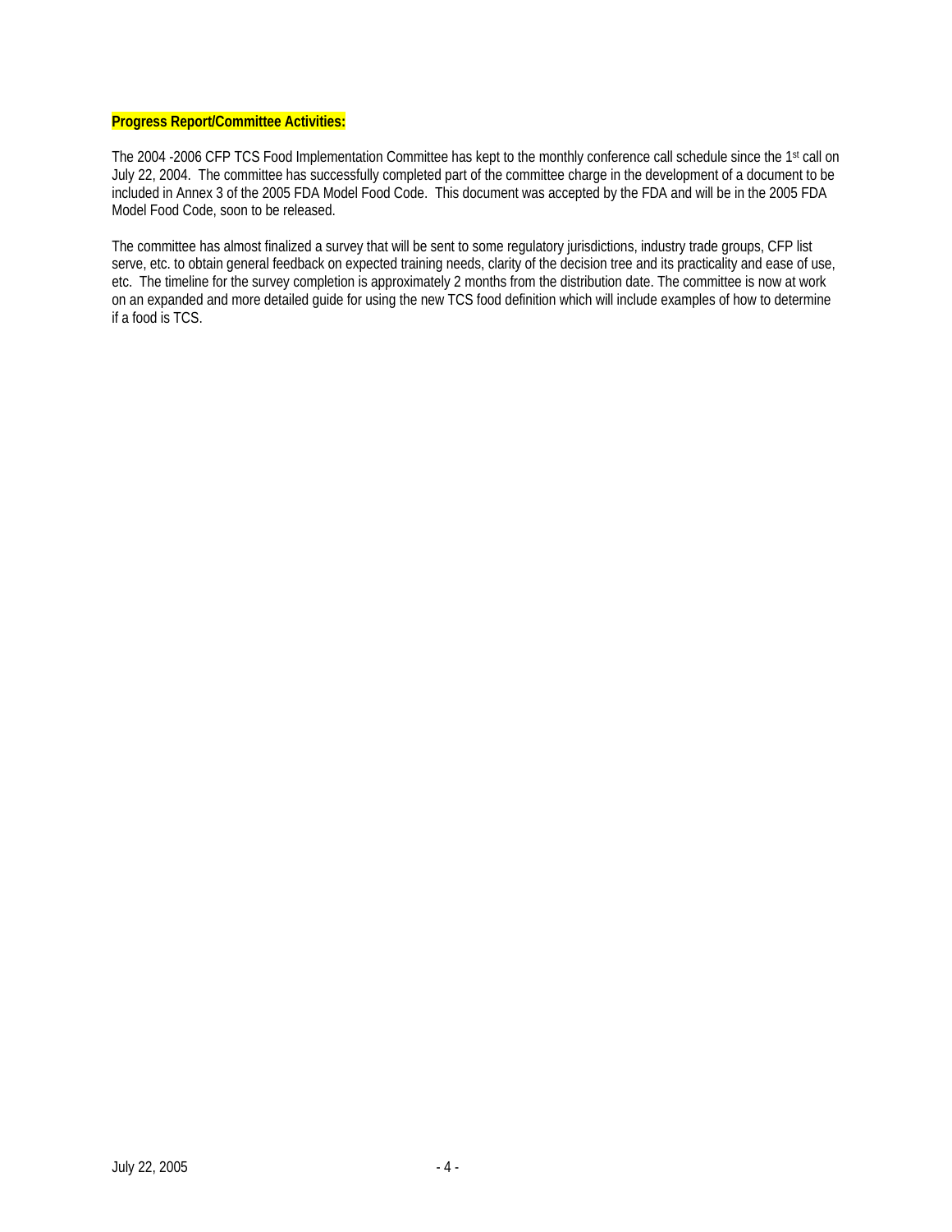**Progress Report/Committee Activities:**

The 2004 -2006 CFP TCS Food Implementation Committee has kept to the monthly conference call schedule since the 1st call on July 22, 2004. The committee has successfully completed part of the committee charge in the development of a document to be included in Annex 3 of the 2005 FDA Model Food Code. This document was accepted by the FDA and will be in the 2005 FDA Model Food Code, soon to be released.

The committee has almost finalized a survey that will be sent to some regulatory jurisdictions, industry trade groups, CFP list serve, etc. to obtain general feedback on expected training needs, clarity of the decision tree and its practicality and ease of use, etc. The timeline for the survey completion is approximately 2 months from the distribution date. The committee is now at work on an expanded and more detailed guide for using the new TCS food definition which will include examples of how to determine if a food is TCS.